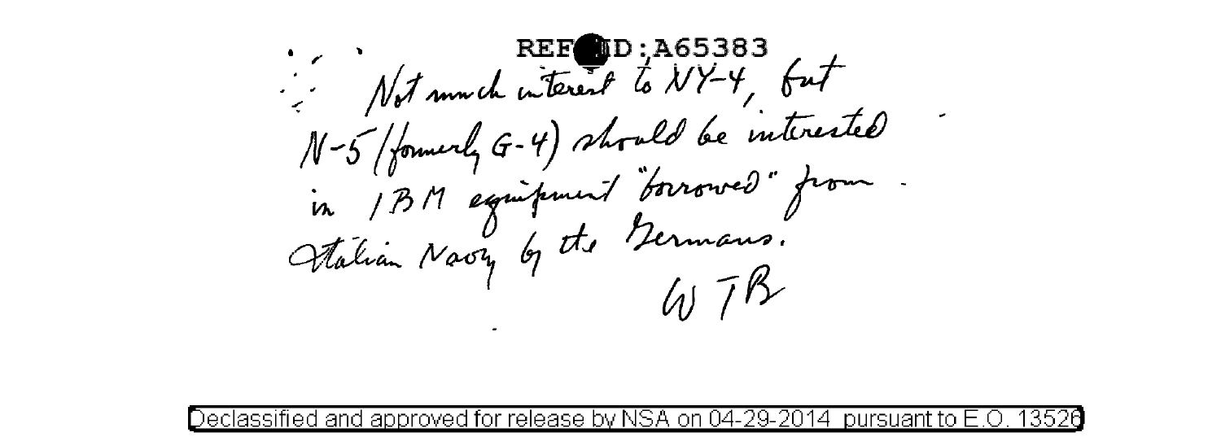REF ID:A65383

Not much interest to NY-4, but N-5 (formerly G-4) should be interested in IBM equipment "borrowed" from Italian Navy by the Germans.

WTB

Declassified and approved for release by NSA on 04-29-2014 pursuant to E.O. 13526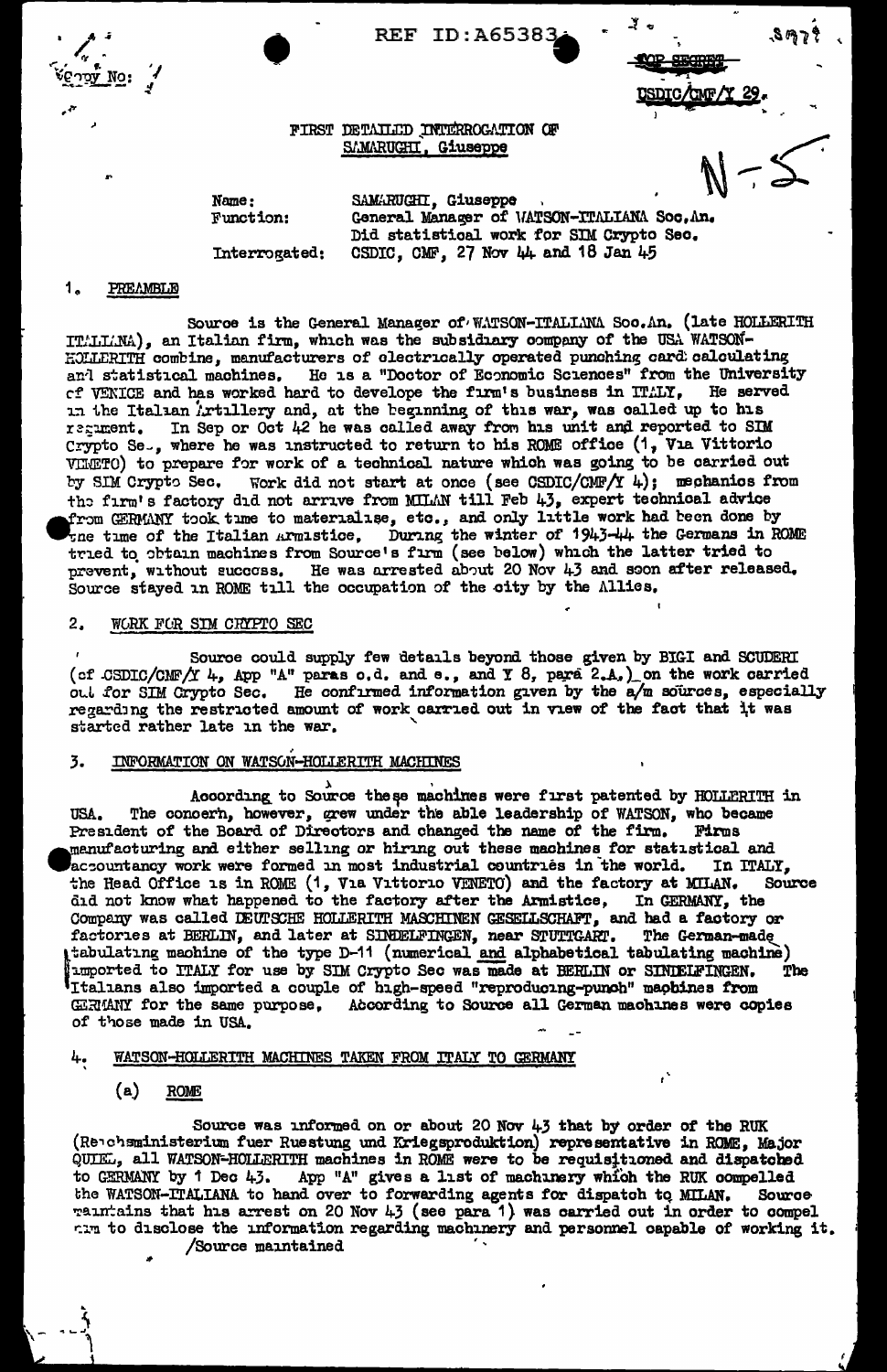REF ID:A65383

Copy No:

TOP SECRET

CSDIC/CMF/Y 29.

N-5

FIRST DETAILED INTERROGATION OF SAMARUGHI, Giuseppe

Name: SAMARUGHI, Giuseppe
Function: General Manager of WATSON-ITALIANA Soc.An.
Did statistical work for SIM Crypto Sec.
Interrogated: CSDIC, CMF, 27 Nov 44 and 18 Jan 45

## 1. PREAMBLE

Source is the General Manager of WATSON-ITALIANA Soc.An. (late HOLLERITH ITALIANA), an Italian firm, which was the subsidiary company of the USA WATSON-HOLLERITH combine, manufacturers of electrically operated punching card calculating and statistical machines. He is a "Doctor of Economic Sciences" from the University of VENICE and has worked hard to develope the firm's business in ITALY. He served in the Italian Artillery and, at the beginning of this war, was called up to his regiment. In Sep or Oct 42 he was called away from his unit and reported to SIM Crypto Sec., where he was instructed to return to his ROME office (1, Via Vittorio VENETO) to prepare for work of a technical nature which was going to be carried out by SIM Crypto Sec. Work did not start at once (see CSDIC/CMF/Y 4); mechanics from the firm's factory did not arrive from MILAN till Feb 43, expert technical advice from GERMANY took time to materialise, etc., and only little work had been done by the time of the Italian Armistice. During the winter of 1943-44 the Germans in ROME tried to obtain machines from Source's firm (see below) which the latter tried to prevent, without success. He was arrested about 20 Nov 43 and soon after released. Source stayed in ROME till the occupation of the city by the Allies.

## 2. WORK FOR SIM CRYPTO SEC

Source could supply few details beyond those given by BIGI and SCUDERI (cf CSDIC/CMF/Y 4, App "A" paras c.d. and e., and Y 8, para 2.A.) on the work carried out for SIM Crypto Sec. He confirmed information given by the a/m sources, especially regarding the restricted amount of work carried out in view of the fact that it was started rather late in the war.

## 3. INFORMATION ON WATSON-HOLLERITH MACHINES

According to Source these machines were first patented by HOLLERITH in USA. The concern, however, grew under the able leadership of WATSON, who became President of the Board of Directors and changed the name of the firm. Firms manufacturing and either selling or hiring out these machines for statistical and accountancy work were formed in most industrial countries in the world. In ITALY, the Head Office is in ROME (1, Via Vittorio VENETO) and the factory at MILAN. Source did not know what happened to the factory after the Armistice. In GERMANY, the Company was called DEUTSCHE HOLLERITH MASCHINEN GESELLSCHAFT, and had a factory or factories at BERLIN, and later at SINDELFINGEN, near STUTTGART. The German-made tabulating machine of the type D-11 (numerical and alphabetical tabulating machine) imported to ITALY for use by SIM Crypto Sec was made at BERLIN or SINDELFINGEN. The Italians also imported a couple of high-speed "reproducing-punch" machines from GERMANY for the same purpose. According to Source all German machines were copies of those made in USA.

## 4. WATSON-HOLLERITH MACHINES TAKEN FROM ITALY TO GERMANY

### (a) ROME

Source was informed on or about 20 Nov 43 that by order of the RUK (Reichsministerium fuer Ruestung und Kriegsproduktion) representative in ROME, Major QUIEL, all WATSON-HOLLERITH machines in ROME were to be requisitioned and dispatched to GERMANY by 1 Dec 43. App "A" gives a list of machinery which the RUK compelled the WATSON-ITALIANA to hand over to forwarding agents for dispatch to MILAN. Source maintains that his arrest on 20 Nov 43 (see para 1) was carried out in order to compel him to disclose the information regarding machinery and personnel capable of working it.

/Source maintained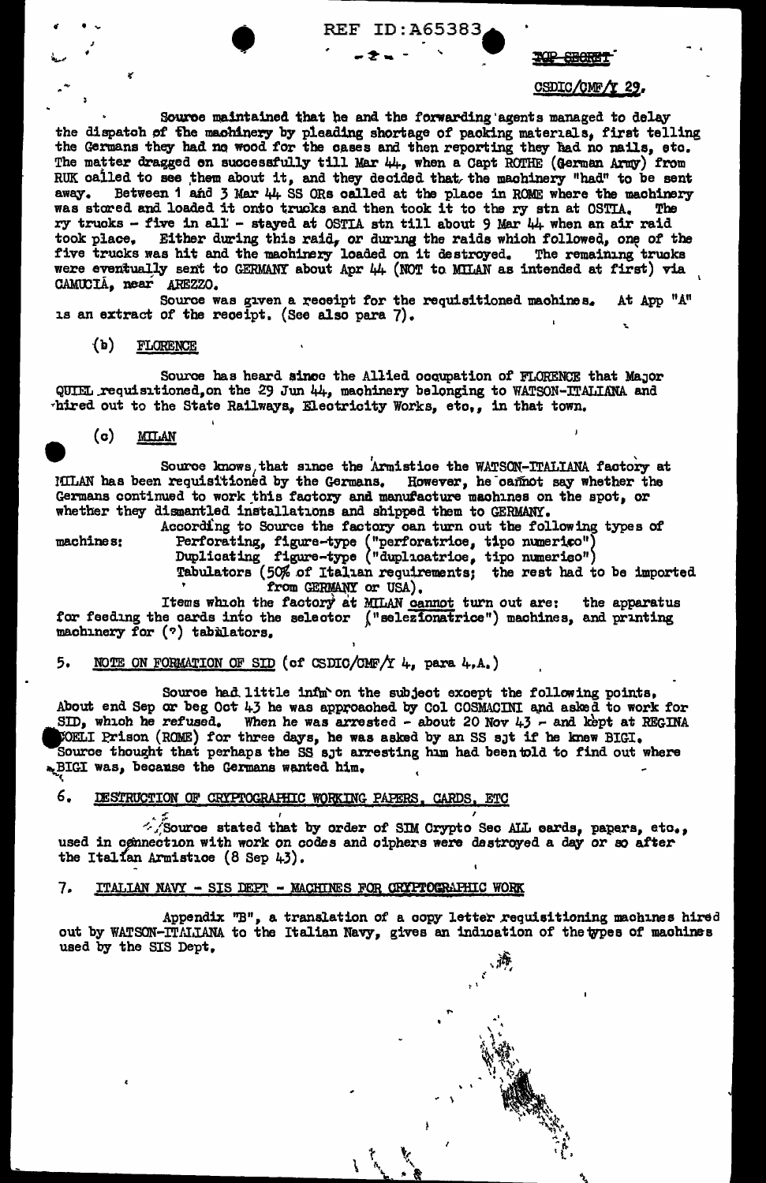Source maintained that he and the forwarding agents managed to delay the dispatch of the machinery by pleading shortage of packing materials, first telling the Germans they had no wood for the cases and then reporting they had no nails, etc. The matter dragged on successfully till Mar 44, when a Capt ROTHE (German Army) from RUK called to see them about it, and they decided that the machinery "had" to be sent away. Between 1 and 3 Mar 44 SS ORs called at the place in ROME where the machinery was stored and loaded it onto trucks and then took it to the ry stn at OSTIA. The ry trucks - five in all - stayed at OSTIA stn till about 9 Mar 44 when an air raid took place. Either during this raid, or during the raids which followed, one of the five trucks was hit and the machinery loaded on it destroyed. The remaining trucks were eventually sent to GERMANY about Apr 44 (NOT to MILAN as intended at first) via CAMUCIA, near AREZZO.

Source was given a receipt for the requisitioned machines. At App "A" is an extract of the receipt. (See also para 7).

(b) FLORENCE

Source has heard since the Allied occupation of FLORENCE that Major QUIEL requisitioned, on the 29 Jun 44, machinery belonging to WATSON-ITALIANA and hired out to the State Railways, Electricity Works, etc., in that town.

(c) MILAN

Source knows that since the Armistice the WATSON-ITALIANA factory at MILAN has been requisitioned by the Germans. However, he cannot say whether the Germans continued to work this factory and manufacture machines on the spot, or whether they dismantled installations and shipped them to GERMANY.

According to Source the factory can turn out the following types of machines:
- Perforating, figure-type ("perforatrice, tipo numerico")
- Duplicating figure-type ("duplicatrice, tipo numerico")
- Tabulators (50% of Italian requirements; the rest had to be imported from GERMANY or USA).

Items which the factory at MILAN cannot turn out are: the apparatus for feeding the cards into the selector ("selezionatrice") machines, and printing machinery for (?) tabulators.

5. NOTE ON FORMATION OF SID (cf CSDIC/CMF/Y 4, para 4.A.)

Source had little infm on the subject except the following points. About end Sep or beg Oct 43 he was approached by Col COSMACINI and asked to work for SID, which he refused. When he was arrested - about 20 Nov 43 - and kept at REGINA COELI Prison (ROME) for three days, he was asked by an SS sjt if he knew BIGI. Source thought that perhaps the SS sjt arresting him had been told to find out where BIGI was, because the Germans wanted him.

6. DESTRUCTION OF CRYPTOGRAPHIC WORKING PAPERS, CARDS, ETC

Source stated that by order of SIM Crypto Sec ALL cards, papers, etc., used in connection with work on codes and ciphers were destroyed a day or so after the Italian Armistice (8 Sep 43).

7. ITALIAN NAVY - SIS DEPT - MACHINES FOR CRYPTOGRAPHIC WORK

Appendix "B", a translation of a copy letter requisitioning machines hired out by WATSON-ITALIANA to the Italian Navy, gives an indication of the types of machines used by the SIS Dept.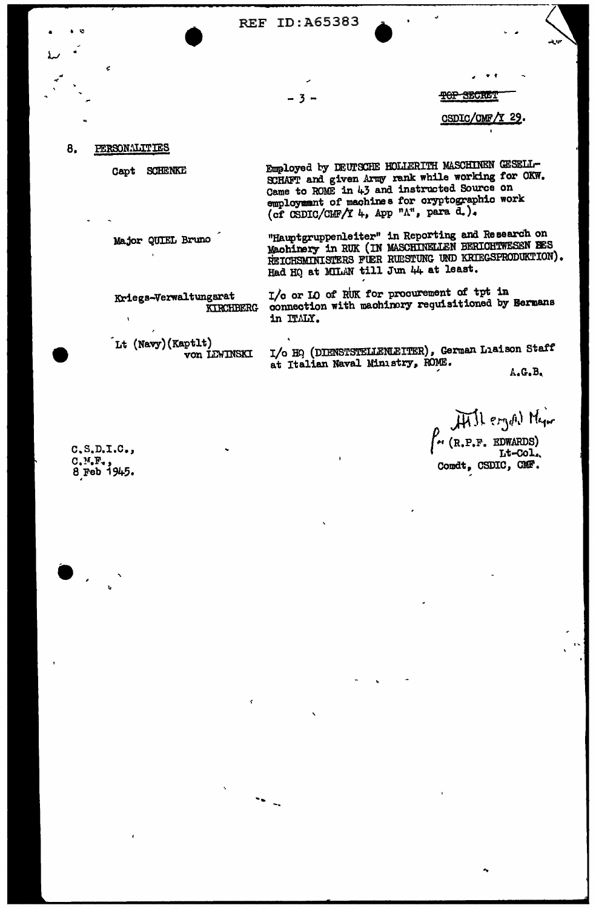TOP SECRET

CSDIC/CMF/Y 29.

## 8. PERSONALITIES

| | |
|---|---|
| Capt SCHENKE | Employed by DEUTSCHE HOLLERITH MASCHINEN GESELLSCHAFT and given Army rank while working for OKW. Came to ROME in 43 and instructed Source on employment of machines for cryptographic work (cf CSDIC/CMF/Y 4, App "A", para d.). |
| Major QUIEL Bruno | "Hauptgruppenleiter" in Reporting and Research on Machinery in RUK (IN MASCHINELLEN BERICHTWESEN DES REICHSMINISTERS FUER RUESTUNG UND KRIEGSPRODUKTION). Had HQ at MILAN till Jun 44 at least. |
| Kriegs-Verwaltungsrat KIRCHBERG | I/c or LO of RUK for procurement of tpt in connection with machinery requisitioned by Germans in ITALY. |
| Lt (Navy)(Kaptlt) von LEWINSKI | I/c HQ (DIENSTSTELLENLEITER), German Liaison Staff at Italian Naval Ministry, ROME. |

A.G.B.

C.S.D.I.C.,
C.M.F.,
8 Feb 1945.

P. Hill ... Major
(R.P.F. EDWARDS)
Lt-Col.
Comdt, CSDIC, CMF.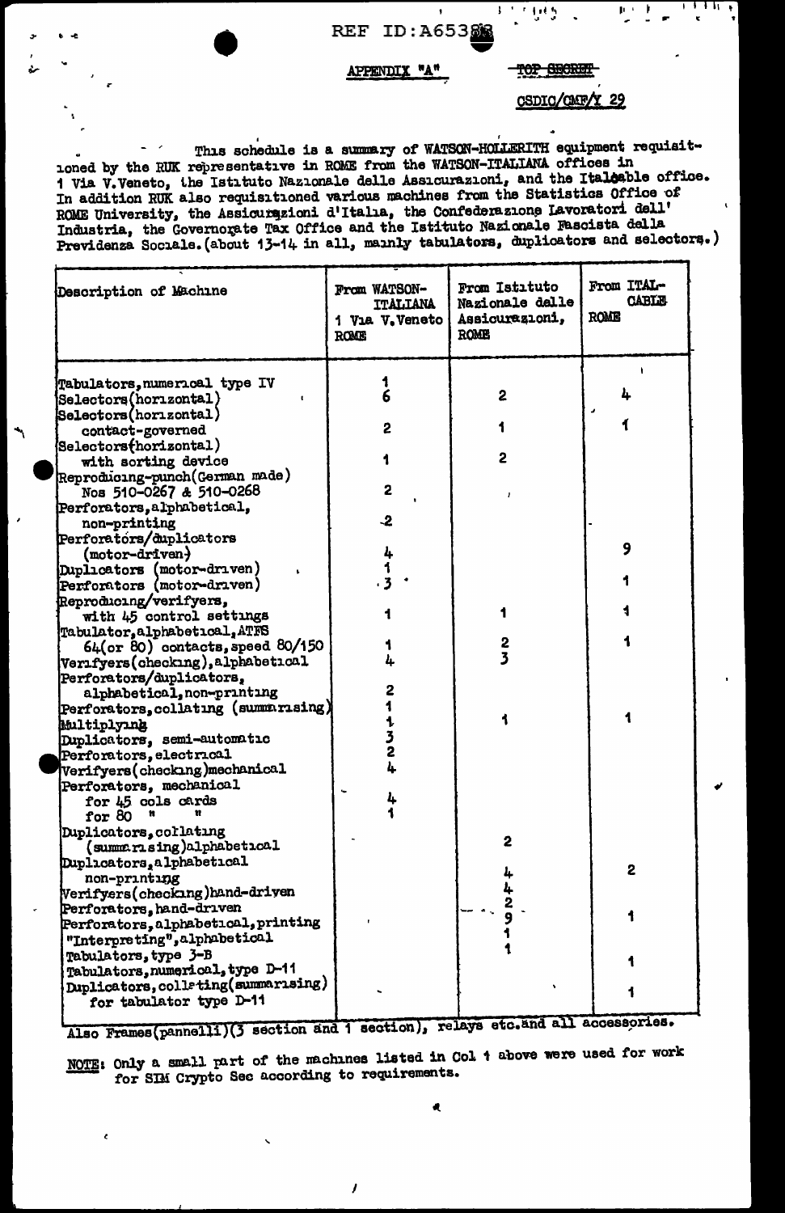APPENDIX "A"

~~TOP SECRET~~

CSDIC/CMF/Y 29

This schedule is a summary of WATSON-HOLLERITH equipment requisitioned by the RUK representative in ROME from the WATSON-ITALIANA offices in 1 Via V.Veneto, the Istituto Nazionale delle Assicurazioni, and the Italcable office. In addition RUK also requisitioned various machines from the Statistics Office of ROME University, the Assicurazioni d'Italia, the Confederazione Lavoratori dell' Industria, the Governorate Tax Office and the Istituto Nazionale Fascista della Previdenza Sociale.(about 13-14 in all, mainly tabulators, duplicators and selectors.)

| Description of Machine | From WATSON-ITALIANA 1 Via V.Veneto ROME | From Istituto Nazionale delle Assicurazioni, ROME | From ITAL-CABLE ROME |
|---|---|---|---|
| Tabulators, numerical type IV | 1 | | |
| Selectors(horizontal) | 6 | 2 | 4 |
| Selectors(horizontal) contact-governed | 2 | 1 | 1 |
| Selectors(horizontal) with sorting device | 1 | 2 | |
| Reproducing-punch(German made) Nos 510-0267 & 510-0268 | 2 | | |
| Perforators, alphabetical, non-printing | 2 | | |
| Perforators/duplicators (motor-driven) | 4 | | 9 |
| Duplicators (motor-driven) | 1 | | |
| Perforators (motor-driven) | 3 | | 1 |
| Reproducing/verifyers, with 45 control settings | 1 | 1 | 1 |
| Tabulator, alphabetical, ATFS 64(or 80) contacts, speed 80/150 | 1 | 2 | 1 |
| Verifyers(checking), alphabetical | 4 | 3 | |
| Perforators/duplicators, alphabetical, non-printing | 2 | | |
| Perforators, collating (summarising) | 1 | | |
| Multiplying | 1 | 1 | 1 |
| Duplicators, semi-automatic | 3 | | |
| Perforators, electrical | 2 | | |
| Verifyers(checking)mechanical | 4 | | |
| Perforators, mechanical for 45 cols cards | 4 | | |
| for 80 " " | 1 | | |
| Duplicators, collating (summarising)alphabetical | | 2 | |
| Duplicators, alphabetical non-printing | | 4 | 2 |
| Verifyers(checking)hand-driven | | 4 | |
| Perforators, hand-driven | | 2 | |
| Perforators, alphabetical, printing | | 9 | 1 |
| "Interpreting", alphabetical | | 1 | |
| Tabulators, type 3-B | | 1 | |
| Tabulators, numerical, type D-11 | | | 1 |
| Duplicators, collating(summarising) for tabulator type D-11 | | | 1 |

Also Frames(pannelli)(3 section and 1 section), relays etc.and all accessories.

NOTE: Only a small part of the machines listed in Col 1 above were used for work for SIM Crypto Sec according to requirements.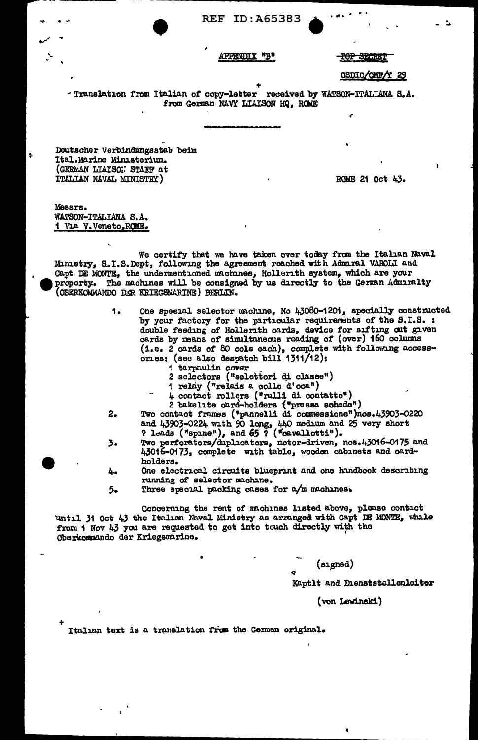REF ID:A65383

APPENDIX "B"

~~TOP SECRET~~

CSDIC/CMF/Y 29

Translation from Italian of copy-letter + received by WATSON-ITALIANA S.A. from German NAVY LIAISON HQ, ROME

---

Deutscher Verbindungsstab beim
Ital.Marine Ministerium.
(GERMAN LIAISON STAFF at
ITALIAN NAVAL MINISTRY)

ROME 21 Oct 43.

Messrs.
WATSON-ITALIANA S.A.
1 Via V.Veneto,ROME.

We certify that we have taken over today from the Italian Naval Ministry, S.I.S.Dept, following the agreement reached with Admiral VAROLI and Capt DE MONTE, the undermentioned machines, Hollerith system, which are your property. The machines will be consigned by us directly to the German Admiralty (OBERKOMMANDO DER KRIEGSMARINE) BERLIN.

1. One special selector machine, No 43080-1201, specially constructed by your factory for the particular requirements of the S.I.S. : double feeding of Hollerith cards, device for sifting out given cards by means of simultaneous reading of (over) 160 columns (i.e. 2 cards of 80 cols each), complete with following accessories: (see also despatch bill 1311/12):
   - 1 tarpaulin cover
   - 2 selectors ("selettori di classe")
   - 1 relay ("relais a collo d'oca")
   - 4 contact rollers ("rulli di contatto")
   - 2 bakelite card-holders ("pressa schede")
2. Two contact frames ("pannelli di commessione")nos.43903-0220 and 43903-0224 with 90 long, 440 medium and 25 very short ? leads ("spine"), and 65 ? ("cavallotti").
3. Two perforators/duplicators, motor-driven, nos.43016-0175 and 43016-0173, complete with table, wooden cabinets and card-holders.
4. One electrical circuits blueprint and one handbook describing running of selector machine.
5. Three special packing cases for a/m machines.

Concerning the rent of machines listed above, please contact until 31 Oct 43 the Italian Naval Ministry as arranged with Capt DE MONTE, while from 1 Nov 43 you are requested to get into touch directly with the Oberkommando der Kriegsmarine.

(signed)

Kaptlt and Dienststellenleiter

(von Lewinski)

+ Italian text is a translation from the German original.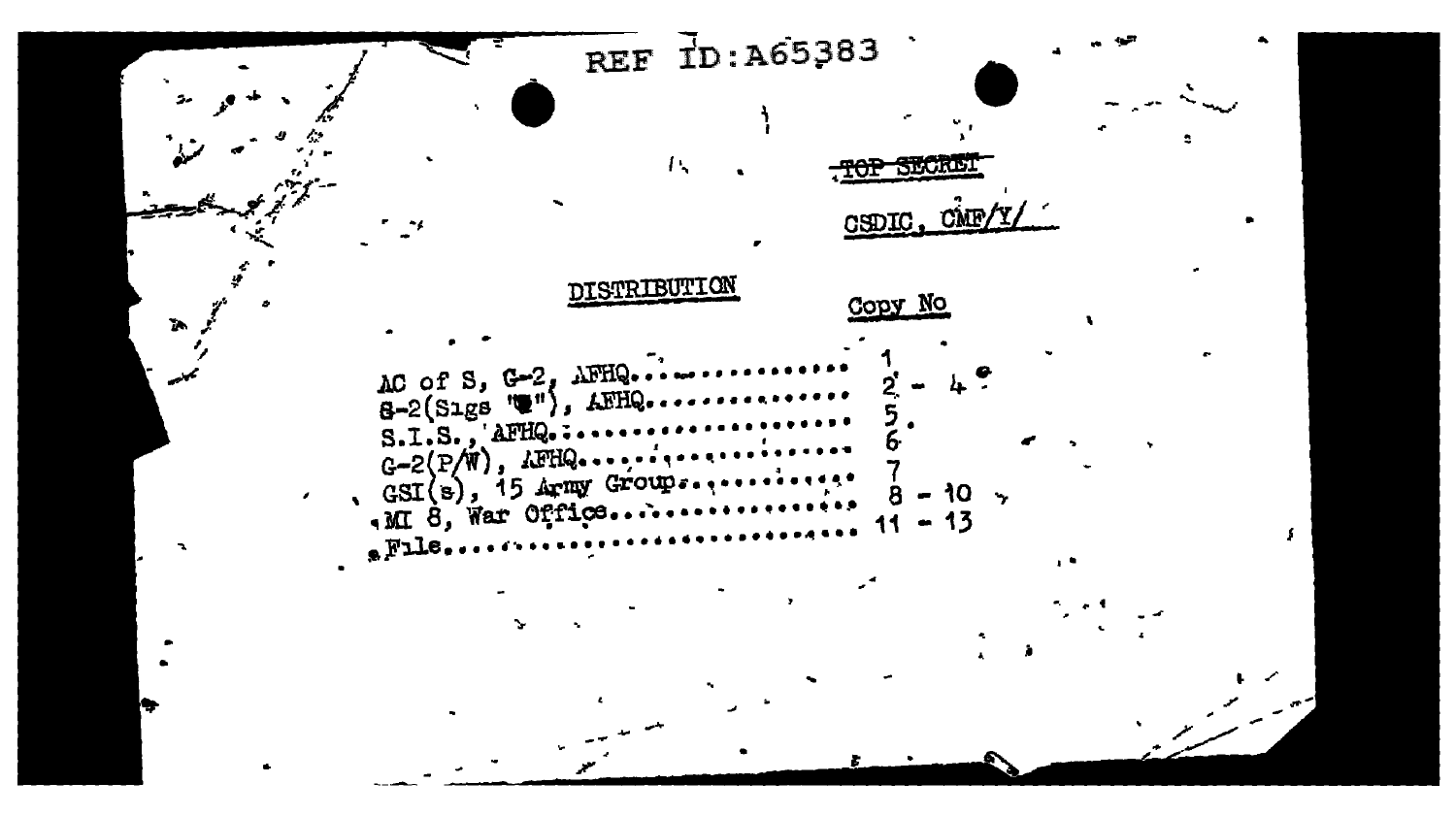REF ID:A65383

~~TOP SECRET~~

CSDIC, CMF/Y/

DISTRIBUTION

| | Copy No |
|---|---|
| AC of S, G-2, AFHQ | 1 |
| G-2(Sigs "B"), AFHQ | 2 - 4 |
| S.I.S., AFHQ | 5 |
| G-2(P/W), AFHQ | 6 |
| GSI(s), 15 Army Group | 7 |
| MI 8, War Office | 8 - 10 |
| File | 11 - 13 |